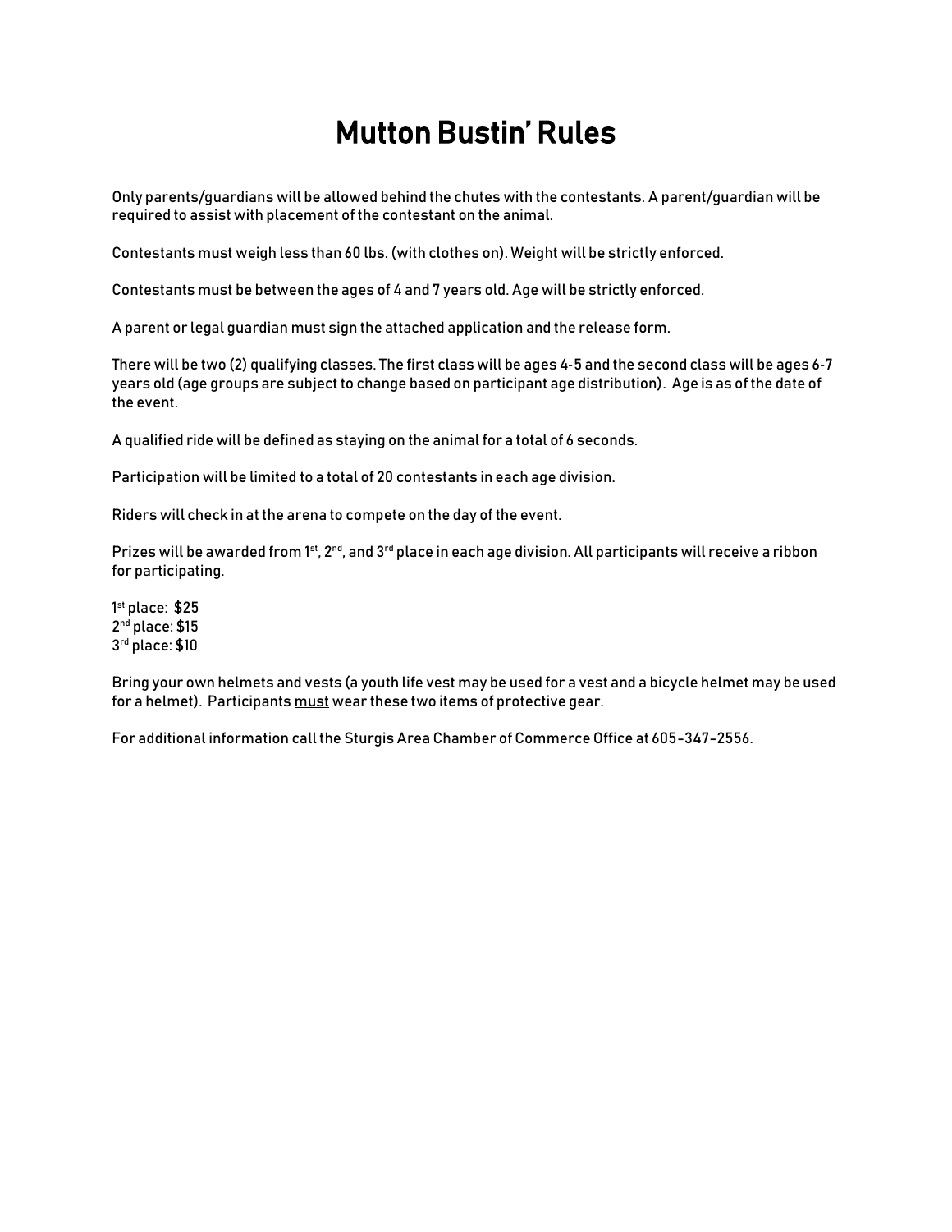# Mutton Bustin' Rules

Only parents/guardians will be allowed behind the chutes with the contestants. A parent/guardian will be required to assist with placement of the contestant on the animal.

Contestants must weigh less than 60 lbs. (with clothes on). Weight will be strictly enforced.

Contestants must be between the ages of 4 and 7 years old. Age will be strictly enforced.

A parent or legal guardian must sign the attached application and the release form.

There will be two (2) qualifying classes. The first class will be ages 4-5 and the second class will be ages 6-7 years old (age groups are subject to change based on participant age distribution). Age is as of the date of the event.

A qualified ride will be defined as staying on the animal for a total of 6 seconds.

Participation will be limited to a total of 20 contestants in each age division.

Riders will check in at the arena to compete on the day of the event.

Prizes will be awarded from 1st, 2nd, and 3rd place in each age division. All participants will receive a ribbon for participating.

1st place: $25
2nd place: $15
3rd place: $10

Bring your own helmets and vests (a youth life vest may be used for a vest and a bicycle helmet may be used for a helmet). Participants <u>must</u> wear these two items of protective gear.

For additional information call the Sturgis Area Chamber of Commerce Office at 605-347-2556.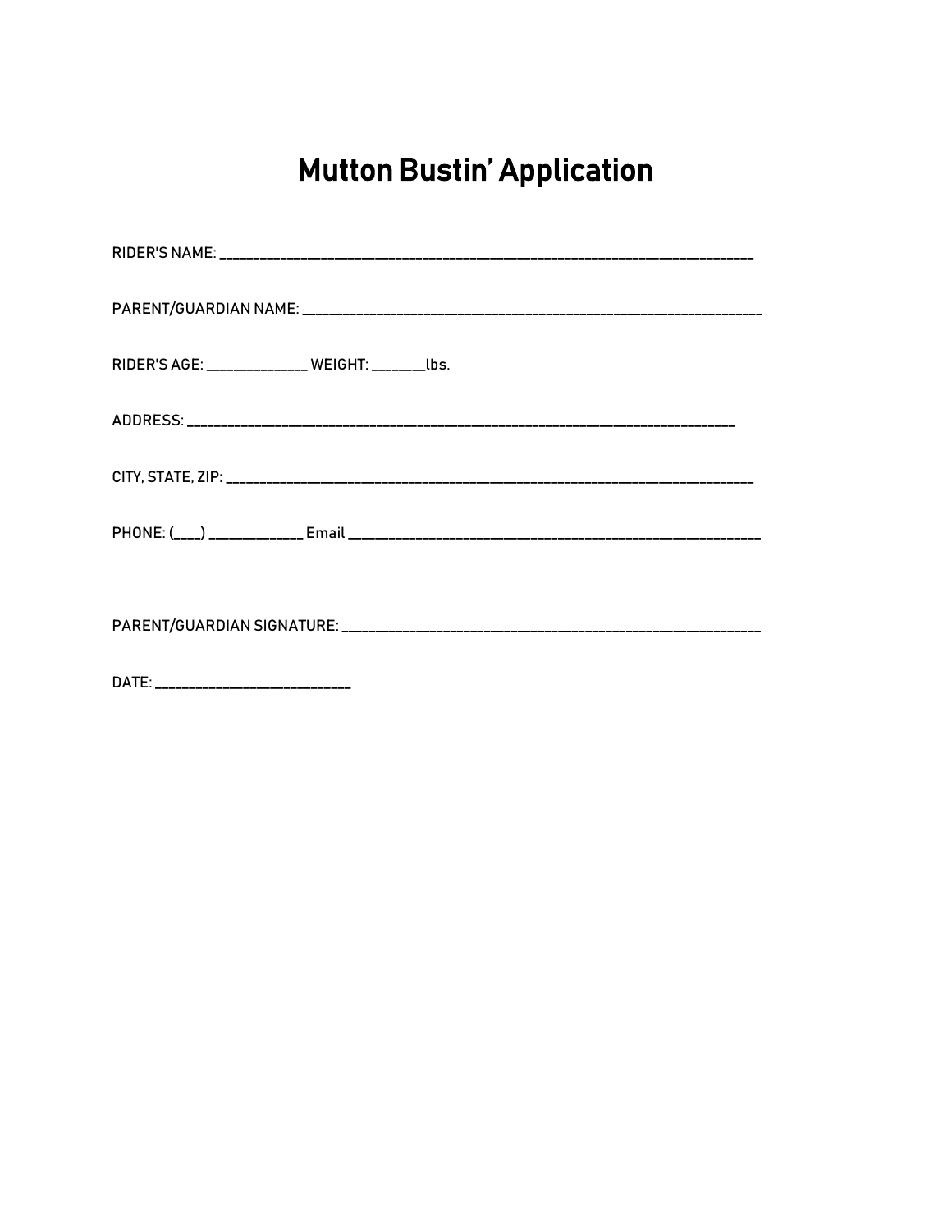# Mutton Bustin' Application

RIDER'S NAME: ___________________________________________________________________________

PARENT/GUARDIAN NAME: ______________________________________________________________________

RIDER'S AGE: ______________ WEIGHT: ________lbs.

ADDRESS: ___________________________________________________________________________

CITY, STATE, ZIP: ___________________________________________________________________________

PHONE: (____) _____________ Email ___________________________________________________________

PARENT/GUARDIAN SIGNATURE: ___________________________________________________________

DATE: ____________________________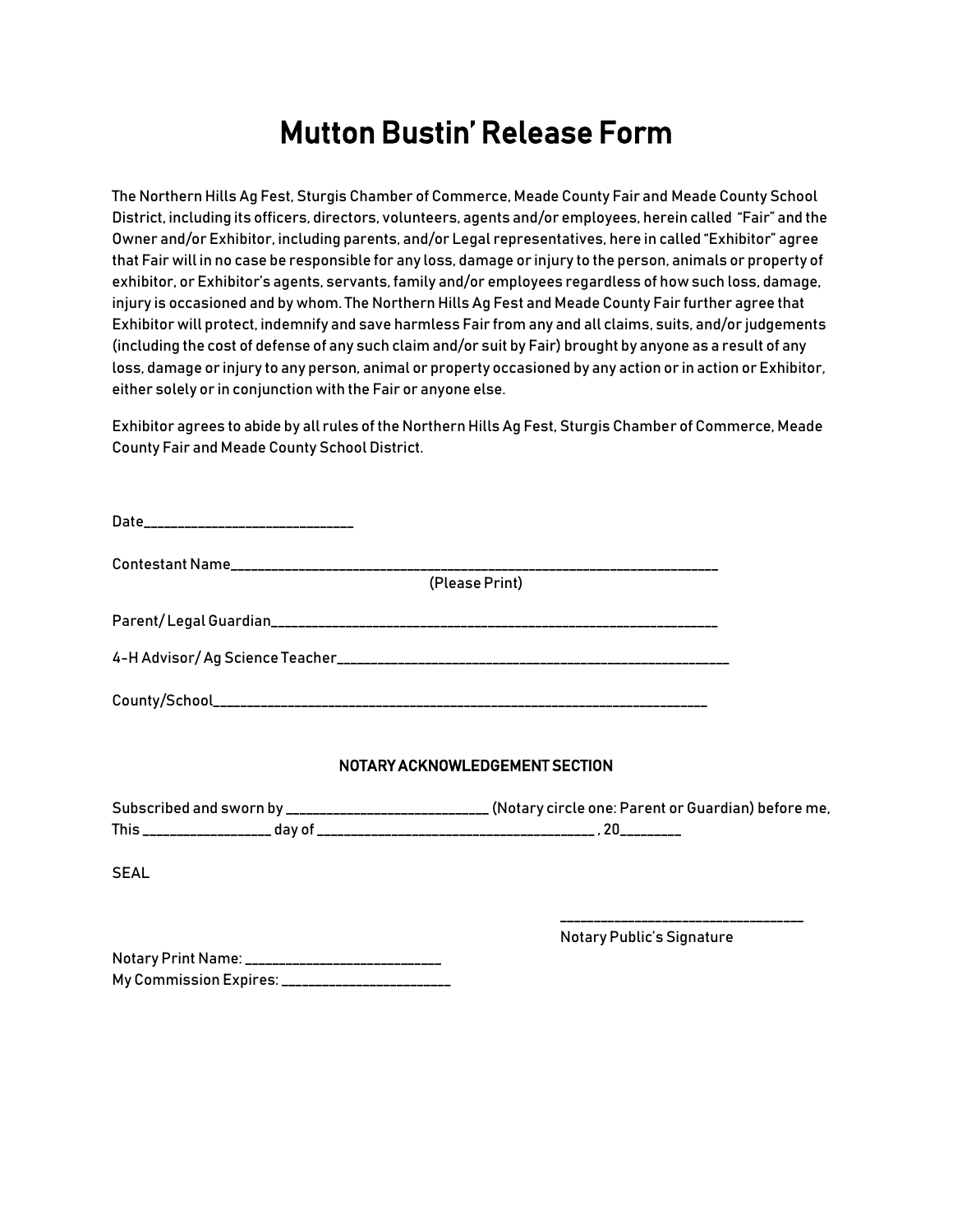# Mutton Bustin' Release Form

The Northern Hills Ag Fest, Sturgis Chamber of Commerce, Meade County Fair and Meade County School District, including its officers, directors, volunteers, agents and/or employees, herein called "Fair" and the Owner and/or Exhibitor, including parents, and/or Legal representatives, here in called "Exhibitor" agree that Fair will in no case be responsible for any loss, damage or injury to the person, animals or property of exhibitor, or Exhibitor's agents, servants, family and/or employees regardless of how such loss, damage, injury is occasioned and by whom. The Northern Hills Ag Fest and Meade County Fair further agree that Exhibitor will protect, indemnify and save harmless Fair from any and all claims, suits, and/or judgements (including the cost of defense of any such claim and/or suit by Fair) brought by anyone as a result of any loss, damage or injury to any person, animal or property occasioned by any action or in action or Exhibitor, either solely or in conjunction with the Fair or anyone else.

Exhibitor agrees to abide by all rules of the Northern Hills Ag Fest, Sturgis Chamber of Commerce, Meade County Fair and Meade County School District.

Date____________________________

Contestant Name____________________________________________________________________
(Please Print)

Parent/ Legal Guardian______________________________________________________________

4-H Advisor/ Ag Science Teacher______________________________________________________

County/School_____________________________________________________________________

**NOTARY ACKNOWLEDGEMENT SECTION**

Subscribed and sworn by __________________________ (Notary circle one: Parent or Guardian) before me, This ________________ day of ____________________________________ , 20________

SEAL

____________________________________
Notary Public's Signature

Notary Print Name: __________________________
My Commission Expires: _______________________